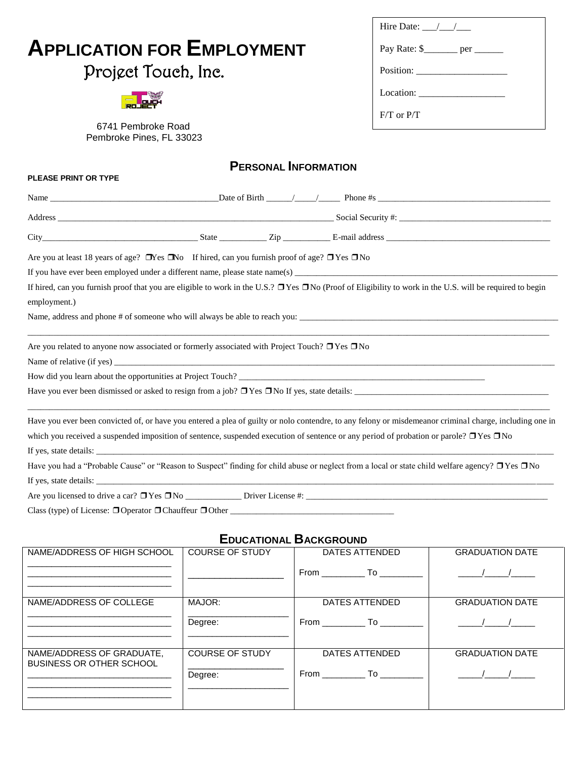# APPLICATION FOR EMPLOYMENT

## Project Touch, Inc.

6741 Pembroke Road
Pembroke Pines, FL 33023

Hire Date: ___/___/___

Pay Rate: $_______ per ______

Position: ___________________

Location: __________________

F/T or P/T

## PERSONAL INFORMATION

**PLEASE PRINT OR TYPE**

Name ______________________________________Date of Birth ______/_____/_____ Phone #s ________________________________________

Address ________________________________________________________________ Social Security #: ____________________________________

City____________________________________ State ___________ Zip ___________ E-mail address ______________________________________

Are you at least 18 years of age? ❒Yes ❒No If hired, can you furnish proof of age? ❒ Yes ❒ No

If you have ever been employed under a different name, please state name(s) ______________________________________________________________

If hired, can you furnish proof that you are eligible to work in the U.S.? ❒ Yes ❒ No (Proof of Eligibility to work in the U.S. will be required to begin employment.)

Name, address and phone # of someone who will always be able to reach you: _______________________________________________________________

_________________________________________________________________________________________________________________________

Are you related to anyone now associated or formerly associated with Project Touch? ❒ Yes ❒ No

Name of relative (if yes) ___________________________________________________________________________________________________

How did you learn about the opportunities at Project Touch? ___________________________________________________________

Have you ever been dismissed or asked to resign from a job? ❒ Yes ❒ No If yes, state details: ______________________________________________

_________________________________________________________________________________________________________________________

Have you ever been convicted of, or have you entered a plea of guilty or nolo contendre, to any felony or misdemeanor criminal charge, including one in which you received a suspended imposition of sentence, suspended execution of sentence or any period of probation or parole? ❒ Yes ❒ No

If yes, state details: _______________________________________________________________________________________________________

Have you had a "Probable Cause" or "Reason to Suspect" finding for child abuse or neglect from a local or state child welfare agency? ❒ Yes ❒ No

If yes, state details: _______________________________________________________________________________________________________

Are you licensed to drive a car? ❒ Yes ❒ No _____________ Driver License #: __________________________________________________________

Class (type) of License: ❒ Operator ❒ Chauffeur ❒ Other ______________________________________

## EDUCATIONAL BACKGROUND

| NAME/ADDRESS OF HIGH SCHOOL | COURSE OF STUDY | DATES ATTENDED | GRADUATION DATE |
|---|---|---|---|
| ______________________________ ______________________________ ______________________________ | ____________________ | From _________ To _________ | _____/_____/_____ |
| NAME/ADDRESS OF COLLEGE | MAJOR: | DATES ATTENDED | GRADUATION DATE |
| ______________________________ ______________________________ ______________________________ | ____________________ Degree: ____________________ | From _________ To _________ | _____/_____/_____ |
| NAME/ADDRESS OF GRADUATE, BUSINESS OR OTHER SCHOOL | COURSE OF STUDY | DATES ATTENDED | GRADUATION DATE |
| ______________________________ ______________________________ ______________________________ | ____________________ Degree: ____________________ | From _________ To _________ | _____/_____/_____ |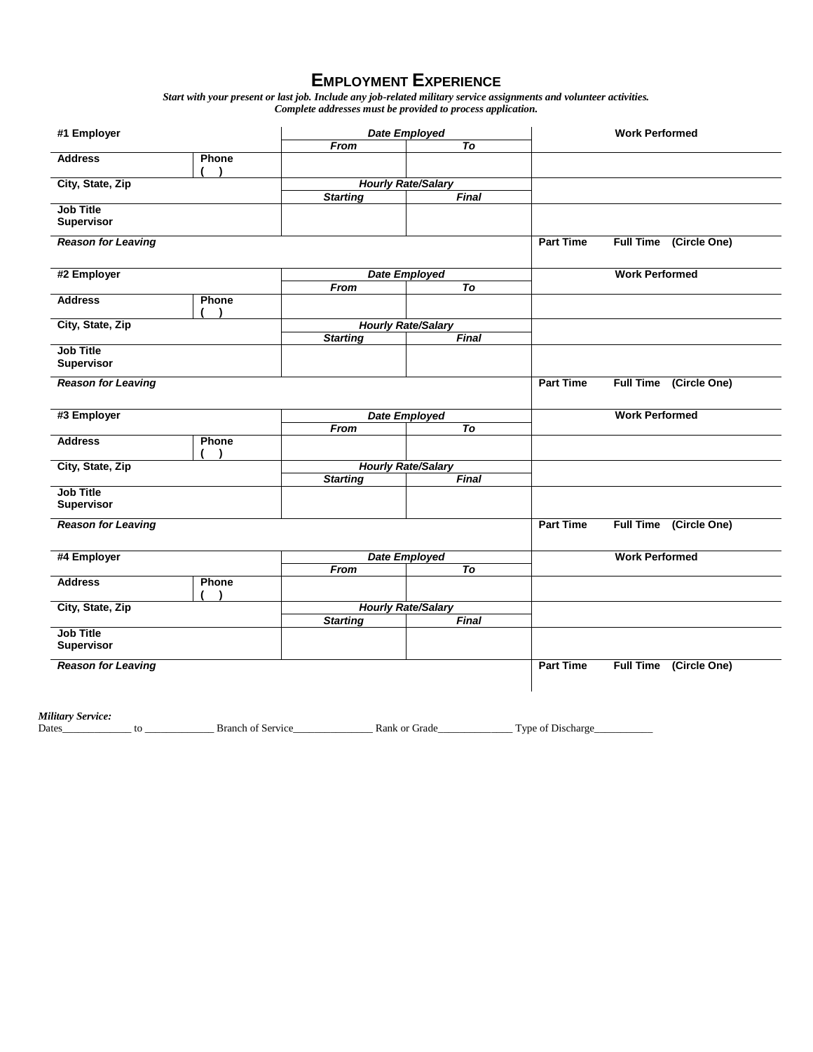# EMPLOYMENT EXPERIENCE

***Start with your present or last job. Include any job-related military service assignments and volunteer activities.***
***Complete addresses must be provided to process application.***

| **#1 Employer** | | ***Date Employed*** | | **Work Performed** |
|---|---|---|---|---|
| | | ***From*** | ***To*** | |
| **Address** | **Phone** ( ) | | | |
| **City, State, Zip** | | ***Hourly Rate/Salary*** | | |
| | | ***Starting*** | ***Final*** | |
| **Job Title** **Supervisor** | | | | |
| ***Reason for Leaving*** | | | | **Part Time** **Full Time** **(Circle One)** |

| **#2 Employer** | | ***Date Employed*** | | **Work Performed** |
|---|---|---|---|---|
| | | ***From*** | ***To*** | |
| **Address** | **Phone** ( ) | | | |
| **City, State, Zip** | | ***Hourly Rate/Salary*** | | |
| | | ***Starting*** | ***Final*** | |
| **Job Title** **Supervisor** | | | | |
| ***Reason for Leaving*** | | | | **Part Time** **Full Time** **(Circle One)** |

| **#3 Employer** | | ***Date Employed*** | | **Work Performed** |
|---|---|---|---|---|
| | | ***From*** | ***To*** | |
| **Address** | **Phone** ( ) | | | |
| **City, State, Zip** | | ***Hourly Rate/Salary*** | | |
| | | ***Starting*** | ***Final*** | |
| **Job Title** **Supervisor** | | | | |
| ***Reason for Leaving*** | | | | **Part Time** **Full Time** **(Circle One)** |

| **#4 Employer** | | ***Date Employed*** | | **Work Performed** |
|---|---|---|---|---|
| | | ***From*** | ***To*** | |
| **Address** | **Phone** ( ) | | | |
| **City, State, Zip** | | ***Hourly Rate/Salary*** | | |
| | | ***Starting*** | ***Final*** | |
| **Job Title** **Supervisor** | | | | |
| ***Reason for Leaving*** | | | | **Part Time** **Full Time** **(Circle One)** |

***Military Service:***
Dates_____________ to _____________ Branch of Service_______________ Rank or Grade______________ Type of Discharge___________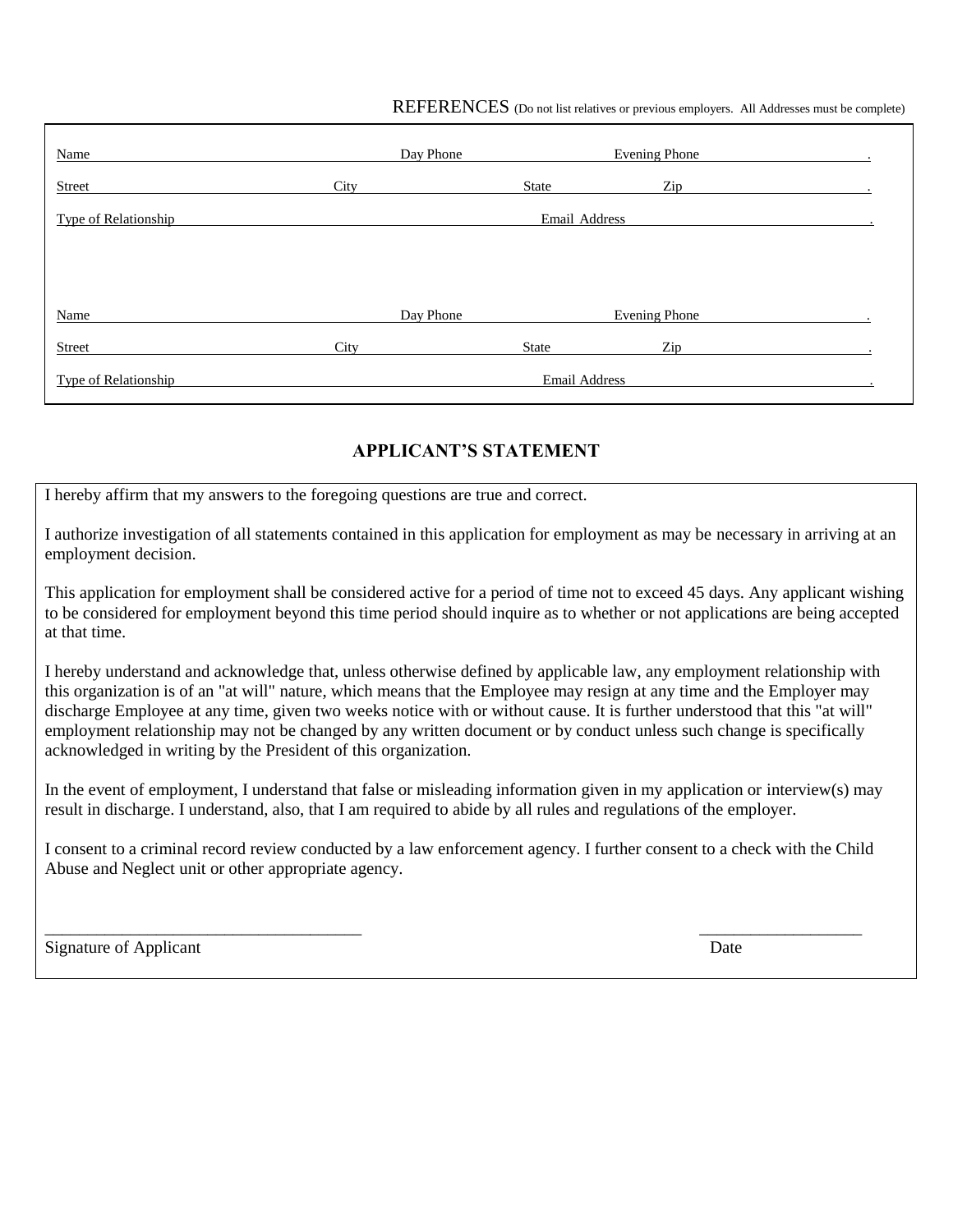REFERENCES (Do not list relatives or previous employers. All Addresses must be complete)

Name \_\_\_\_\_\_\_\_\_\_\_\_\_\_\_\_\_\_\_\_ Day Phone \_\_\_\_\_\_\_\_\_\_ Evening Phone \_\_\_\_\_\_\_\_\_\_ .

Street \_\_\_\_\_\_\_\_\_\_\_\_\_\_\_\_\_\_\_\_ City \_\_\_\_\_\_\_\_\_\_ State \_\_\_\_\_\_\_\_\_\_ Zip \_\_\_\_\_\_\_\_\_\_ .

Type of Relationship \_\_\_\_\_\_\_\_\_\_\_\_\_\_\_\_\_\_\_\_ Email Address \_\_\_\_\_\_\_\_\_\_\_\_\_\_\_\_\_\_\_\_ .

Name \_\_\_\_\_\_\_\_\_\_\_\_\_\_\_\_\_\_\_\_ Day Phone \_\_\_\_\_\_\_\_\_\_ Evening Phone \_\_\_\_\_\_\_\_\_\_ .

Street \_\_\_\_\_\_\_\_\_\_\_\_\_\_\_\_\_\_\_\_ City \_\_\_\_\_\_\_\_\_\_ State \_\_\_\_\_\_\_\_\_\_ Zip \_\_\_\_\_\_\_\_\_\_ .

Type of Relationship \_\_\_\_\_\_\_\_\_\_\_\_\_\_\_\_\_\_\_\_ Email Address \_\_\_\_\_\_\_\_\_\_\_\_\_\_\_\_\_\_\_\_ .

## APPLICANT'S STATEMENT

I hereby affirm that my answers to the foregoing questions are true and correct.

I authorize investigation of all statements contained in this application for employment as may be necessary in arriving at an employment decision.

This application for employment shall be considered active for a period of time not to exceed 45 days. Any applicant wishing to be considered for employment beyond this time period should inquire as to whether or not applications are being accepted at that time.

I hereby understand and acknowledge that, unless otherwise defined by applicable law, any employment relationship with this organization is of an "at will" nature, which means that the Employee may resign at any time and the Employer may discharge Employee at any time, given two weeks notice with or without cause. It is further understood that this "at will" employment relationship may not be changed by any written document or by conduct unless such change is specifically acknowledged in writing by the President of this organization.

In the event of employment, I understand that false or misleading information given in my application or interview(s) may result in discharge. I understand, also, that I am required to abide by all rules and regulations of the employer.

I consent to a criminal record review conducted by a law enforcement agency. I further consent to a check with the Child Abuse and Neglect unit or other appropriate agency.

\_\_\_\_\_\_\_\_\_\_\_\_\_\_\_\_\_\_\_\_\_\_\_\_\_\_\_\_\_\_\_\_\_\_\_\_ \_\_\_\_\_\_\_\_\_\_\_\_\_\_\_\_\_\_\_

Signature of Applicant Date